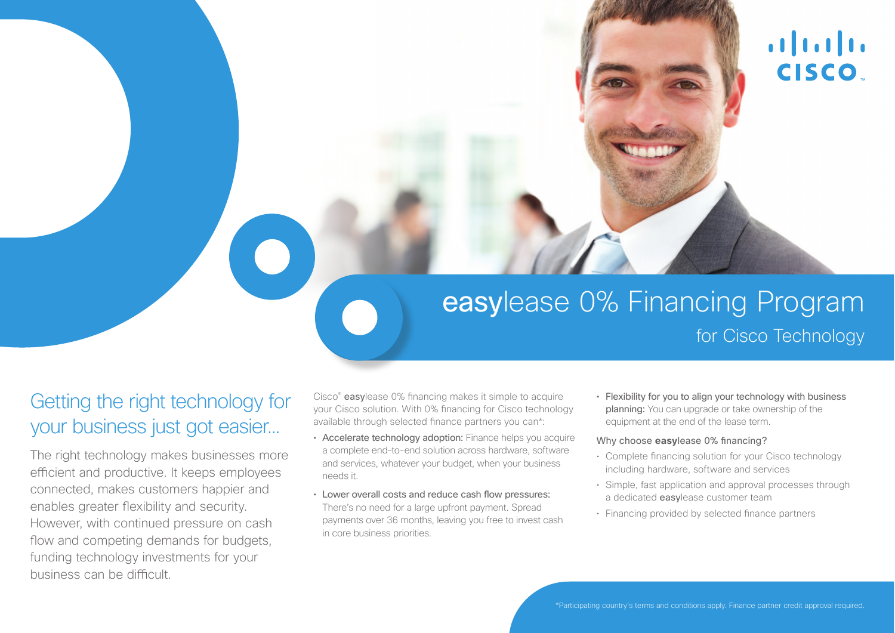# **easy**lease 0% Financing Program

## for Cisco Technology

## Getting the right technology for your business just got easier...

The right technology makes businesses more efficient and productive. It keeps employees connected, makes customers happier and enables greater flexibility and security. However, with continued pressure on cash flow and competing demands for budgets, funding technology investments for your business can be difficult.

Cisco® **easy**lease 0% financing makes it simple to acquire your Cisco solution. With 0% financing for Cisco technology available through selected finance partners you can*:

- **Accelerate technology adoption:** Finance helps you acquire a complete end-to-end solution across hardware, software and services, whatever your budget, when your business needs it.
- **Lower overall costs and reduce cash flow pressures:** There's no need for a large upfront payment. Spread payments over 36 months, leaving you free to invest cash in core business priorities.
- **Flexibility for you to align your technology with business planning:** You can upgrade or take ownership of the equipment at the end of the lease term.

Why choose **easy**lease 0% financing?

- Complete financing solution for your Cisco technology including hardware, software and services
- Simple, fast application and approval processes through a dedicated **easy**lease customer team
- Financing provided by selected finance partners

*Participating country's terms and conditions apply. Finance partner credit approval required.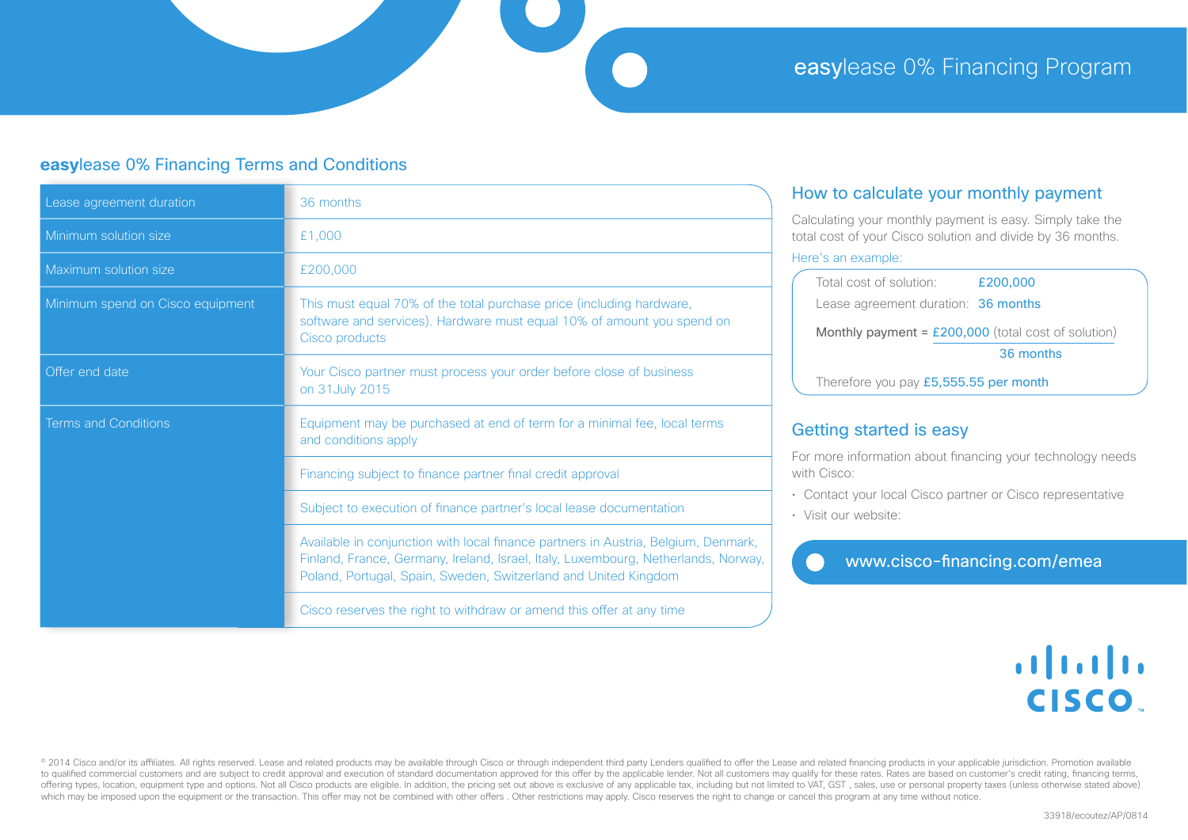# **easy**lease 0% Financing Program

## **easy**lease 0% Financing Terms and Conditions

| | |
|---|---|
| Lease agreement duration | 36 months |
| Minimum solution size | £1,000 |
| Maximum solution size | £200,000 |
| Minimum spend on Cisco equipment | This must equal 70% of the total purchase price (including hardware, software and services). Hardware must equal 10% of amount you spend on Cisco products |
| Offer end date | Your Cisco partner must process your order before close of business on 31July 2015 |
| Terms and Conditions | Equipment may be purchased at end of term for a minimal fee, local terms and conditions apply |
| | Financing subject to finance partner final credit approval |
| | Subject to execution of finance partner's local lease documentation |
| | Available in conjunction with local finance partners in Austria, Belgium, Denmark, Finland, France, Germany, Ireland, Israel, Italy, Luxembourg, Netherlands, Norway, Poland, Portugal, Spain, Sweden, Switzerland and United Kingdom |
| | Cisco reserves the right to withdraw or amend this offer at any time |

## How to calculate your monthly payment

Calculating your monthly payment is easy. Simply take the total cost of your Cisco solution and divide by 36 months.

Here's an example:

Total cost of solution: £200,000

Lease agreement duration: 36 months

Monthly payment = £200,000 (total cost of solution) / 36 months

Therefore you pay £5,555.55 per month

## Getting started is easy

For more information about financing your technology needs with Cisco:

- Contact your local Cisco partner or Cisco representative
- Visit our website:

www.cisco-financing.com/emea

© 2014 Cisco and/or its affiliates. All rights reserved. Lease and related products may be available through Cisco or through independent third party Lenders qualified to offer the Lease and related financing products in your applicable jurisdiction. Promotion available to qualified commercial customers and are subject to credit approval and execution of standard documentation approved for this offer by the applicable lender. Not all customers may qualify for these rates. Rates are based on customer's credit rating, financing terms, offering types, location, equipment type and options. Not all Cisco products are eligible. In addition, the pricing set out above is exclusive of any applicable tax, including but not limited to VAT, GST , sales, use or personal property taxes (unless otherwise stated above) which may be imposed upon the equipment or the transaction. This offer may not be combined with other offers . Other restrictions may apply. Cisco reserves the right to change or cancel this program at any time without notice.

33918/ecoutez/AP/0814